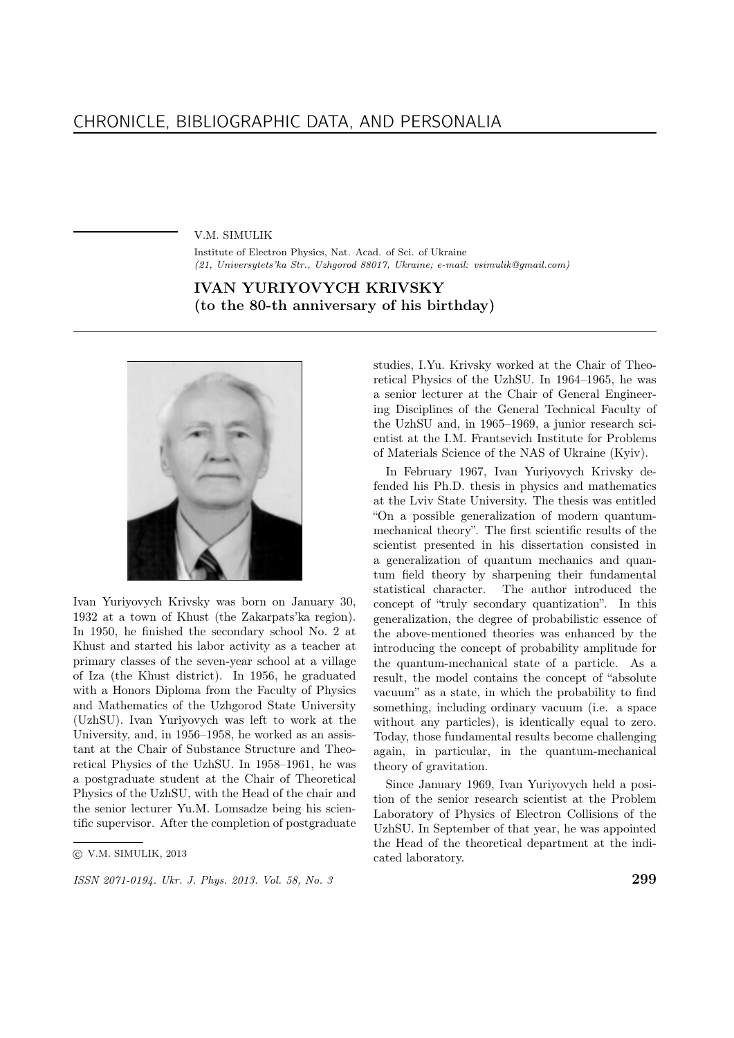# CHRONICLE, BIBLIOGRAPHIC DATA, AND PERSONALIA

V.M. SIMULIK

Institute of Electron Physics, Nat. Acad. of Sci. of Ukraine
*(21, Universytets'ka Str., Uzhgorod 88017, Ukraine; e-mail: vsimulik@gmail.com)*

## IVAN YURIYOVYCH KRIVSKY (to the 80-th anniversary of his birthday)

Ivan Yuriyovych Krivsky was born on January 30, 1932 at a town of Khust (the Zakarpats'ka region). In 1950, he finished the secondary school No. 2 at Khust and started his labor activity as a teacher at primary classes of the seven-year school at a village of Iza (the Khust district). In 1956, he graduated with a Honors Diploma from the Faculty of Physics and Mathematics of the Uzhgorod State University (UzhSU). Ivan Yuriyovych was left to work at the University, and, in 1956–1958, he worked as an assistant at the Chair of Substance Structure and Theoretical Physics of the UzhSU. In 1958–1961, he was a postgraduate student at the Chair of Theoretical Physics of the UzhSU, with the Head of the chair and the senior lecturer Yu.M. Lomsadze being his scientific supervisor. After the completion of postgraduate studies, I.Yu. Krivsky worked at the Chair of Theoretical Physics of the UzhSU. In 1964–1965, he was a senior lecturer at the Chair of General Engineering Disciplines of the General Technical Faculty of the UzhSU and, in 1965–1969, a junior research scientist at the I.M. Frantsevich Institute for Problems of Materials Science of the NAS of Ukraine (Kyiv).

In February 1967, Ivan Yuriyovych Krivsky defended his Ph.D. thesis in physics and mathematics at the Lviv State University. The thesis was entitled "On a possible generalization of modern quantum-mechanical theory". The first scientific results of the scientist presented in his dissertation consisted in a generalization of quantum mechanics and quantum field theory by sharpening their fundamental statistical character. The author introduced the concept of "truly secondary quantization". In this generalization, the degree of probabilistic essence of the above-mentioned theories was enhanced by the introducing the concept of probability amplitude for the quantum-mechanical state of a particle. As a result, the model contains the concept of "absolute vacuum" as a state, in which the probability to find something, including ordinary vacuum (i.e. a space without any particles), is identically equal to zero. Today, those fundamental results become challenging again, in particular, in the quantum-mechanical theory of gravitation.

Since January 1969, Ivan Yuriyovych held a position of the senior research scientist at the Problem Laboratory of Physics of Electron Collisions of the UzhSU. In September of that year, he was appointed the Head of the theoretical department at the indicated laboratory.

© V.M. SIMULIK, 2013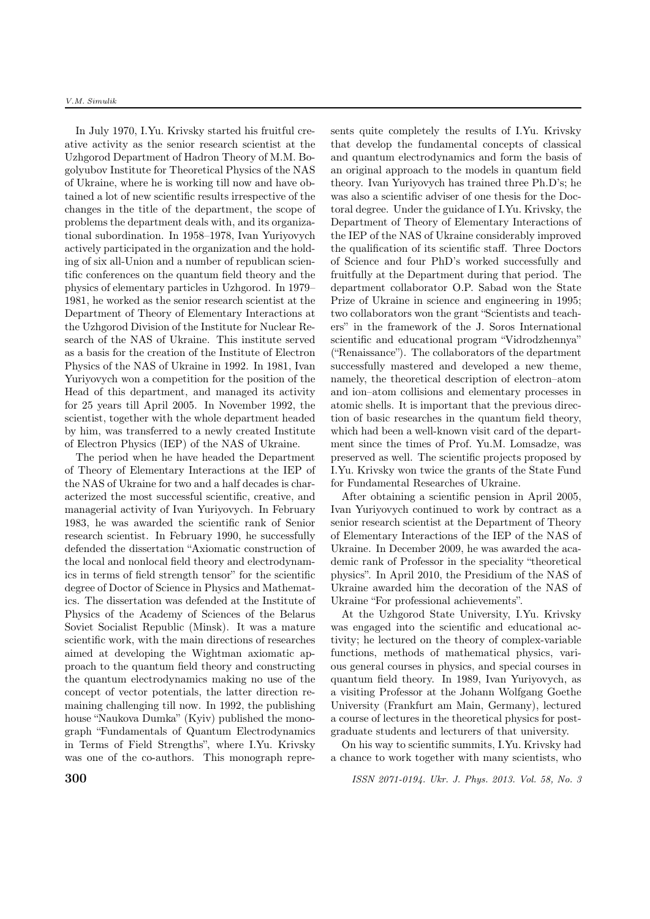In July 1970, I.Yu. Krivsky started his fruitful creative activity as the senior research scientist at the Uzhgorod Department of Hadron Theory of M.M. Bogolyubov Institute for Theoretical Physics of the NAS of Ukraine, where he is working till now and have obtained a lot of new scientific results irrespective of the changes in the title of the department, the scope of problems the department deals with, and its organizational subordination. In 1958–1978, Ivan Yuriyovych actively participated in the organization and the holding of six all-Union and a number of republican scientific conferences on the quantum field theory and the physics of elementary particles in Uzhgorod. In 1979–1981, he worked as the senior research scientist at the Department of Theory of Elementary Interactions at the Uzhgorod Division of the Institute for Nuclear Research of the NAS of Ukraine. This institute served as a basis for the creation of the Institute of Electron Physics of the NAS of Ukraine in 1992. In 1981, Ivan Yuriyovych won a competition for the position of the Head of this department, and managed its activity for 25 years till April 2005. In November 1992, the scientist, together with the whole department headed by him, was transferred to a newly created Institute of Electron Physics (IEP) of the NAS of Ukraine.

The period when he have headed the Department of Theory of Elementary Interactions at the IEP of the NAS of Ukraine for two and a half decades is characterized the most successful scientific, creative, and managerial activity of Ivan Yuriyovych. In February 1983, he was awarded the scientific rank of Senior research scientist. In February 1990, he successfully defended the dissertation "Axiomatic construction of the local and nonlocal field theory and electrodynamics in terms of field strength tensor" for the scientific degree of Doctor of Science in Physics and Mathematics. The dissertation was defended at the Institute of Physics of the Academy of Sciences of the Belarus Soviet Socialist Republic (Minsk). It was a mature scientific work, with the main directions of researches aimed at developing the Wightman axiomatic approach to the quantum field theory and constructing the quantum electrodynamics making no use of the concept of vector potentials, the latter direction remaining challenging till now. In 1992, the publishing house "Naukova Dumka" (Kyiv) published the monograph "Fundamentals of Quantum Electrodynamics in Terms of Field Strengths", where I.Yu. Krivsky was one of the co-authors. This monograph represents quite completely the results of I.Yu. Krivsky that develop the fundamental concepts of classical and quantum electrodynamics and form the basis of an original approach to the models in quantum field theory. Ivan Yuriyovych has trained three Ph.D's; he was also a scientific adviser of one thesis for the Doctoral degree. Under the guidance of I.Yu. Krivsky, the Department of Theory of Elementary Interactions of the IEP of the NAS of Ukraine considerably improved the qualification of its scientific staff. Three Doctors of Science and four PhD's worked successfully and fruitfully at the Department during that period. The department collaborator O.P. Sabad won the State Prize of Ukraine in science and engineering in 1995; two collaborators won the grant "Scientists and teachers" in the framework of the J. Soros International scientific and educational program "Vidrodzhennya" ("Renaissance"). The collaborators of the department successfully mastered and developed a new theme, namely, the theoretical description of electron–atom and ion–atom collisions and elementary processes in atomic shells. It is important that the previous direction of basic researches in the quantum field theory, which had been a well-known visit card of the department since the times of Prof. Yu.M. Lomsadze, was preserved as well. The scientific projects proposed by I.Yu. Krivsky won twice the grants of the State Fund for Fundamental Researches of Ukraine.

After obtaining a scientific pension in April 2005, Ivan Yuriyovych continued to work by contract as a senior research scientist at the Department of Theory of Elementary Interactions of the IEP of the NAS of Ukraine. In December 2009, he was awarded the academic rank of Professor in the speciality "theoretical physics". In April 2010, the Presidium of the NAS of Ukraine awarded him the decoration of the NAS of Ukraine "For professional achievements".

At the Uzhgorod State University, I.Yu. Krivsky was engaged into the scientific and educational activity; he lectured on the theory of complex-variable functions, methods of mathematical physics, various general courses in physics, and special courses in quantum field theory. In 1989, Ivan Yuriyovych, as a visiting Professor at the Johann Wolfgang Goethe University (Frankfurt am Main, Germany), lectured a course of lectures in the theoretical physics for postgraduate students and lecturers of that university.

On his way to scientific summits, I.Yu. Krivsky had a chance to work together with many scientists, who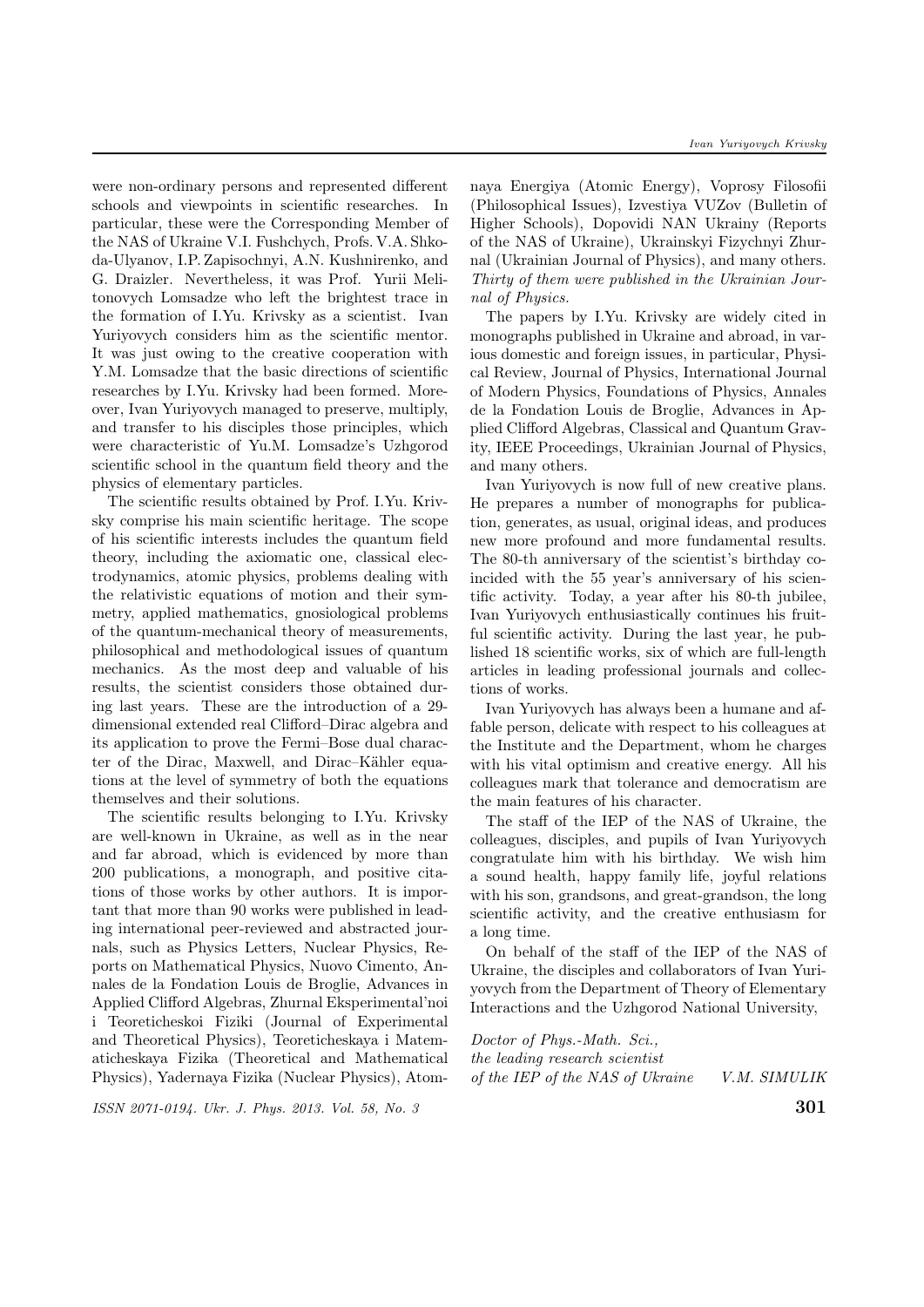were non-ordinary persons and represented different schools and viewpoints in scientific researches. In particular, these were the Corresponding Member of the NAS of Ukraine V.I. Fushchych, Profs. V.A. Shkoda-Ulyanov, I.P. Zapisochnyi, A.N. Kushnirenko, and G. Draizler. Nevertheless, it was Prof. Yurii Melitonovych Lomsadze who left the brightest trace in the formation of I.Yu. Krivsky as a scientist. Ivan Yuriyovych considers him as the scientific mentor. It was just owing to the creative cooperation with Y.M. Lomsadze that the basic directions of scientific researches by I.Yu. Krivsky had been formed. Moreover, Ivan Yuriyovych managed to preserve, multiply, and transfer to his disciples those principles, which were characteristic of Yu.M. Lomsadze's Uzhgorod scientific school in the quantum field theory and the physics of elementary particles.

The scientific results obtained by Prof. I.Yu. Krivsky comprise his main scientific heritage. The scope of his scientific interests includes the quantum field theory, including the axiomatic one, classical electrodynamics, atomic physics, problems dealing with the relativistic equations of motion and their symmetry, applied mathematics, gnosiological problems of the quantum-mechanical theory of measurements, philosophical and methodological issues of quantum mechanics. As the most deep and valuable of his results, the scientist considers those obtained during last years. These are the introduction of a 29-dimensional extended real Clifford–Dirac algebra and its application to prove the Fermi–Bose dual character of the Dirac, Maxwell, and Dirac–Kähler equations at the level of symmetry of both the equations themselves and their solutions.

The scientific results belonging to I.Yu. Krivsky are well-known in Ukraine, as well as in the near and far abroad, which is evidenced by more than 200 publications, a monograph, and positive citations of those works by other authors. It is important that more than 90 works were published in leading international peer-reviewed and abstracted journals, such as Physics Letters, Nuclear Physics, Reports on Mathematical Physics, Nuovo Cimento, Annales de la Fondation Louis de Broglie, Advances in Applied Clifford Algebras, Zhurnal Eksperimental'noi i Teoreticheskoi Fiziki (Journal of Experimental and Theoretical Physics), Teoreticheskaya i Matematicheskaya Fizika (Theoretical and Mathematical Physics), Yadernaya Fizika (Nuclear Physics), Atomnaya Energiya (Atomic Energy), Voprosy Filosofii (Philosophical Issues), Izvestiya VUZov (Bulletin of Higher Schools), Dopovidi NAN Ukrainy (Reports of the NAS of Ukraine), Ukrainskyi Fizychnyi Zhurnal (Ukrainian Journal of Physics), and many others. *Thirty of them were published in the Ukrainian Journal of Physics.*

The papers by I.Yu. Krivsky are widely cited in monographs published in Ukraine and abroad, in various domestic and foreign issues, in particular, Physical Review, Journal of Physics, International Journal of Modern Physics, Foundations of Physics, Annales de la Fondation Louis de Broglie, Advances in Applied Clifford Algebras, Classical and Quantum Gravity, IEEE Proceedings, Ukrainian Journal of Physics, and many others.

Ivan Yuriyovych is now full of new creative plans. He prepares a number of monographs for publication, generates, as usual, original ideas, and produces new more profound and more fundamental results. The 80-th anniversary of the scientist's birthday coincided with the 55 year's anniversary of his scientific activity. Today, a year after his 80-th jubilee, Ivan Yuriyovych enthusiastically continues his fruitful scientific activity. During the last year, he published 18 scientific works, six of which are full-length articles in leading professional journals and collections of works.

Ivan Yuriyovych has always been a humane and affable person, delicate with respect to his colleagues at the Institute and the Department, whom he charges with his vital optimism and creative energy. All his colleagues mark that tolerance and democratism are the main features of his character.

The staff of the IEP of the NAS of Ukraine, the colleagues, disciples, and pupils of Ivan Yuriyovych congratulate him with his birthday. We wish him a sound health, happy family life, joyful relations with his son, grandsons, and great-grandson, the long scientific activity, and the creative enthusiasm for a long time.

On behalf of the staff of the IEP of the NAS of Ukraine, the disciples and collaborators of Ivan Yuriyovych from the Department of Theory of Elementary Interactions and the Uzhgorod National University,

*Doctor of Phys.-Math. Sci.,*
*the leading research scientist*
*of the IEP of the NAS of Ukraine* *V.M. SIMULIK*